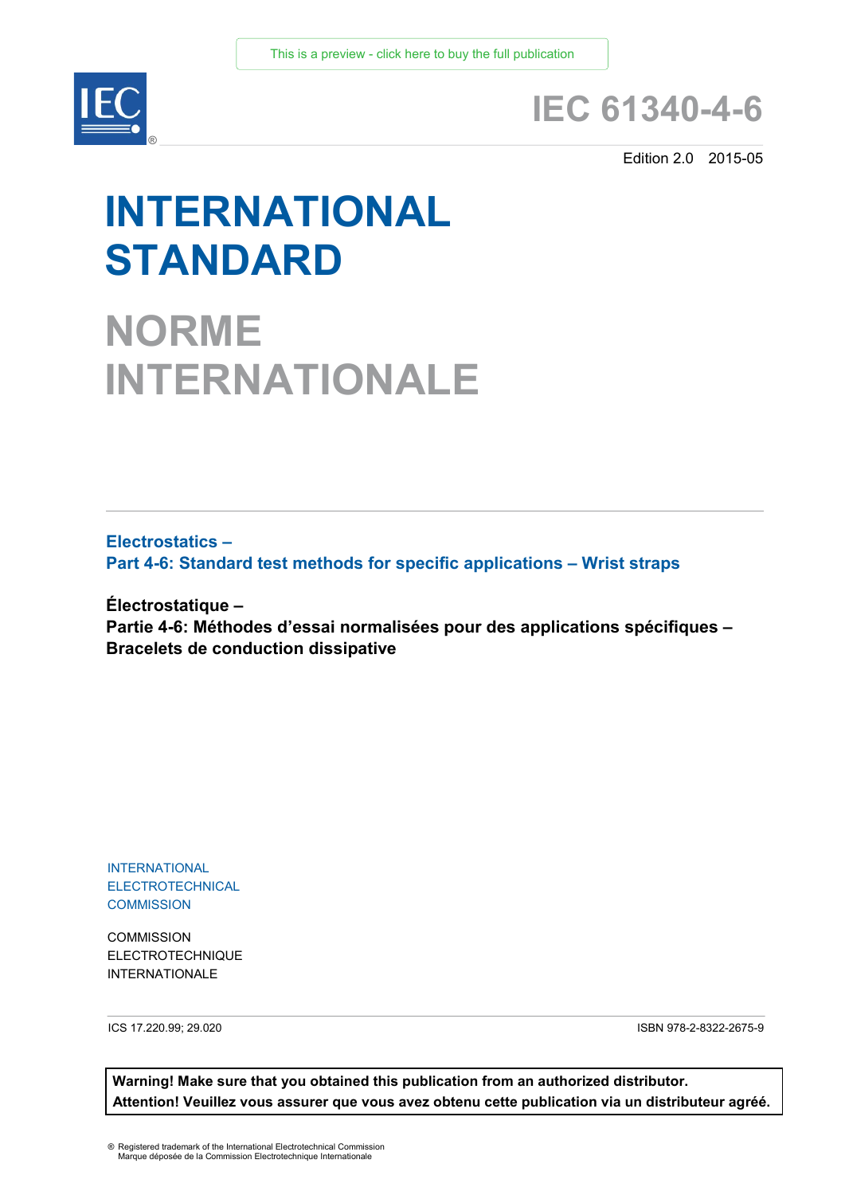This is a preview - click here to buy the full publication

IEC®

# IEC 61340-4-6

Edition 2.0 2015-05

# INTERNATIONAL STANDARD

# NORME INTERNATIONALE

**Electrostatics –**
**Part 4-6: Standard test methods for specific applications – Wrist straps**

**Électrostatique –**
**Partie 4-6: Méthodes d'essai normalisées pour des applications spécifiques – Bracelets de conduction dissipative**

INTERNATIONAL
ELECTROTECHNICAL
COMMISSION

COMMISSION
ELECTROTECHNIQUE
INTERNATIONALE

ICS 17.220.99; 29.020

ISBN 978-2-8322-2675-9

**Warning! Make sure that you obtained this publication from an authorized distributor.**
**Attention! Veuillez vous assurer que vous avez obtenu cette publication via un distributeur agréé.**

® Registered trademark of the International Electrotechnical Commission
Marque déposée de la Commission Electrotechnique Internationale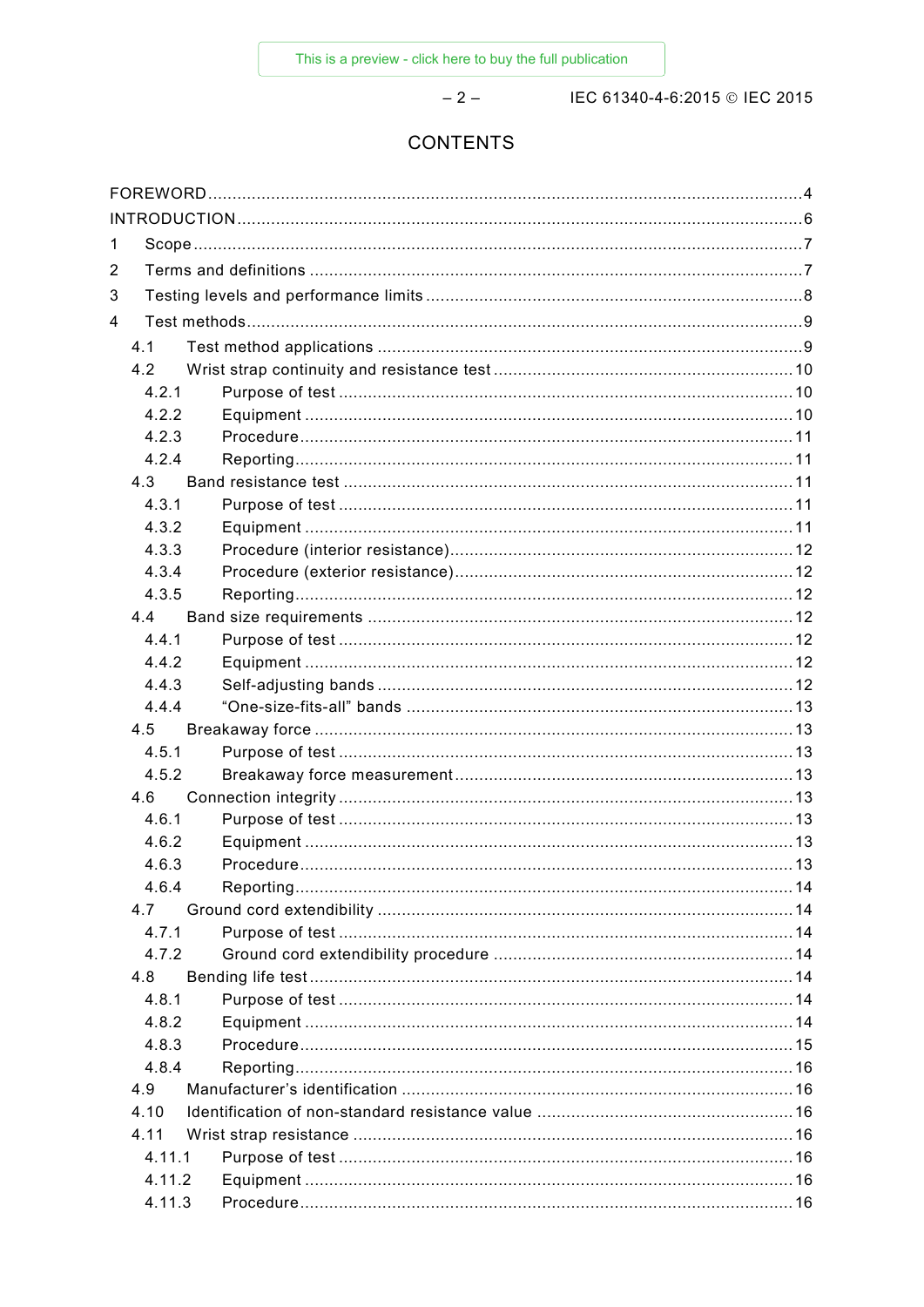# CONTENTS

FOREWORD .... 4
INTRODUCTION .... 6
1 Scope .... 7
2 Terms and definitions .... 7
3 Testing levels and performance limits .... 8
4 Test methods .... 9
  4.1 Test method applications .... 9
  4.2 Wrist strap continuity and resistance test .... 10
    4.2.1 Purpose of test .... 10
    4.2.2 Equipment .... 10
    4.2.3 Procedure .... 11
    4.2.4 Reporting .... 11
  4.3 Band resistance test .... 11
    4.3.1 Purpose of test .... 11
    4.3.2 Equipment .... 11
    4.3.3 Procedure (interior resistance) .... 12
    4.3.4 Procedure (exterior resistance) .... 12
    4.3.5 Reporting .... 12
  4.4 Band size requirements .... 12
    4.4.1 Purpose of test .... 12
    4.4.2 Equipment .... 12
    4.4.3 Self-adjusting bands .... 12
    4.4.4 "One-size-fits-all" bands .... 13
  4.5 Breakaway force .... 13
    4.5.1 Purpose of test .... 13
    4.5.2 Breakaway force measurement .... 13
  4.6 Connection integrity .... 13
    4.6.1 Purpose of test .... 13
    4.6.2 Equipment .... 13
    4.6.3 Procedure .... 13
    4.6.4 Reporting .... 14
  4.7 Ground cord extendibility .... 14
    4.7.1 Purpose of test .... 14
    4.7.2 Ground cord extendibility procedure .... 14
  4.8 Bending life test .... 14
    4.8.1 Purpose of test .... 14
    4.8.2 Equipment .... 14
    4.8.3 Procedure .... 15
    4.8.4 Reporting .... 16
  4.9 Manufacturer's identification .... 16
  4.10 Identification of non-standard resistance value .... 16
  4.11 Wrist strap resistance .... 16
    4.11.1 Purpose of test .... 16
    4.11.2 Equipment .... 16
    4.11.3 Procedure .... 16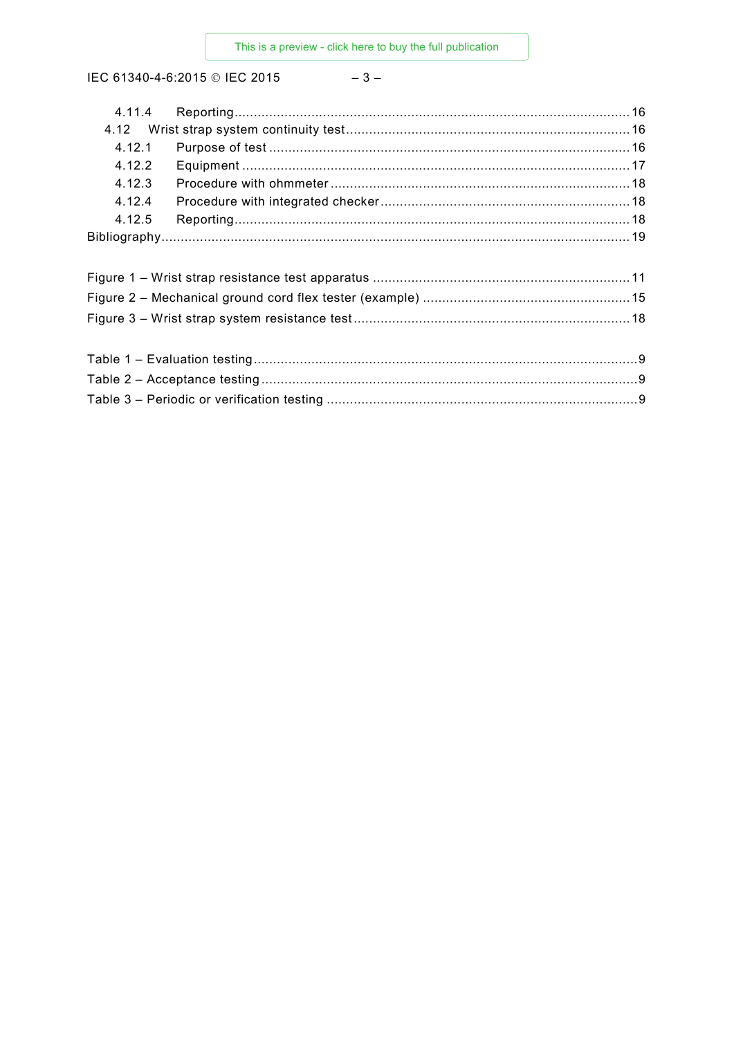4.11.4 Reporting ... 16
4.12 Wrist strap system continuity test ... 16
4.12.1 Purpose of test ... 16
4.12.2 Equipment ... 17
4.12.3 Procedure with ohmmeter ... 18
4.12.4 Procedure with integrated checker ... 18
4.12.5 Reporting ... 18
Bibliography ... 19

Figure 1 – Wrist strap resistance test apparatus ... 11
Figure 2 – Mechanical ground cord flex tester (example) ... 15
Figure 3 – Wrist strap system resistance test ... 18

Table 1 – Evaluation testing ... 9
Table 2 – Acceptance testing ... 9
Table 3 – Periodic or verification testing ... 9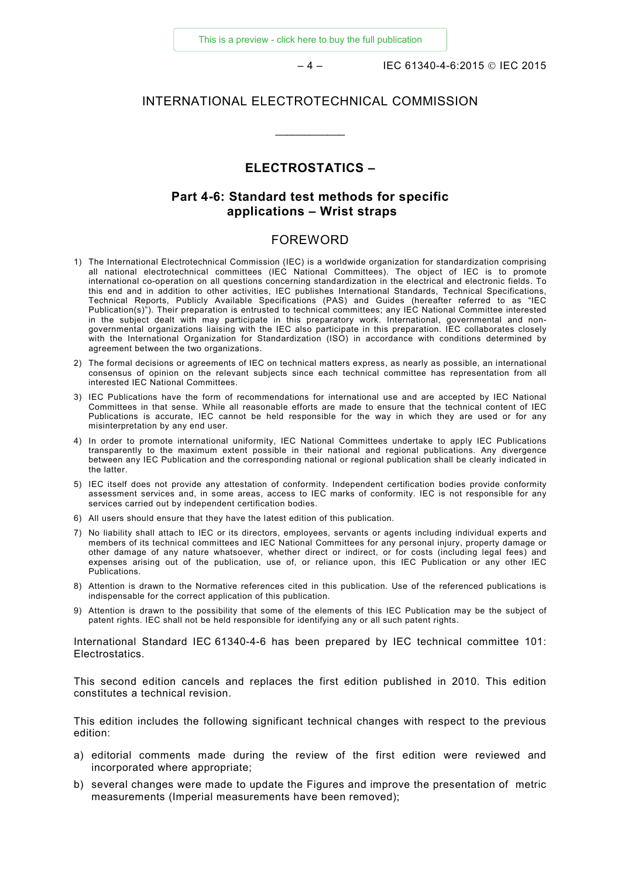INTERNATIONAL ELECTROTECHNICAL COMMISSION

\_\_\_\_\_\_\_\_\_\_\_\_

# ELECTROSTATICS –

## Part 4-6: Standard test methods for specific applications – Wrist straps

## FOREWORD

1) The International Electrotechnical Commission (IEC) is a worldwide organization for standardization comprising all national electrotechnical committees (IEC National Committees). The object of IEC is to promote international co-operation on all questions concerning standardization in the electrical and electronic fields. To this end and in addition to other activities, IEC publishes International Standards, Technical Specifications, Technical Reports, Publicly Available Specifications (PAS) and Guides (hereafter referred to as "IEC Publication(s)"). Their preparation is entrusted to technical committees; any IEC National Committee interested in the subject dealt with may participate in this preparatory work. International, governmental and non-governmental organizations liaising with the IEC also participate in this preparation. IEC collaborates closely with the International Organization for Standardization (ISO) in accordance with conditions determined by agreement between the two organizations.
2) The formal decisions or agreements of IEC on technical matters express, as nearly as possible, an international consensus of opinion on the relevant subjects since each technical committee has representation from all interested IEC National Committees.
3) IEC Publications have the form of recommendations for international use and are accepted by IEC National Committees in that sense. While all reasonable efforts are made to ensure that the technical content of IEC Publications is accurate, IEC cannot be held responsible for the way in which they are used or for any misinterpretation by any end user.
4) In order to promote international uniformity, IEC National Committees undertake to apply IEC Publications transparently to the maximum extent possible in their national and regional publications. Any divergence between any IEC Publication and the corresponding national or regional publication shall be clearly indicated in the latter.
5) IEC itself does not provide any attestation of conformity. Independent certification bodies provide conformity assessment services and, in some areas, access to IEC marks of conformity. IEC is not responsible for any services carried out by independent certification bodies.
6) All users should ensure that they have the latest edition of this publication.
7) No liability shall attach to IEC or its directors, employees, servants or agents including individual experts and members of its technical committees and IEC National Committees for any personal injury, property damage or other damage of any nature whatsoever, whether direct or indirect, or for costs (including legal fees) and expenses arising out of the publication, use of, or reliance upon, this IEC Publication or any other IEC Publications.
8) Attention is drawn to the Normative references cited in this publication. Use of the referenced publications is indispensable for the correct application of this publication.
9) Attention is drawn to the possibility that some of the elements of this IEC Publication may be the subject of patent rights. IEC shall not be held responsible for identifying any or all such patent rights.

International Standard IEC 61340-4-6 has been prepared by IEC technical committee 101: Electrostatics.

This second edition cancels and replaces the first edition published in 2010. This edition constitutes a technical revision.

This edition includes the following significant technical changes with respect to the previous edition:

a) editorial comments made during the review of the first edition were reviewed and incorporated where appropriate;
b) several changes were made to update the Figures and improve the presentation of metric measurements (Imperial measurements have been removed);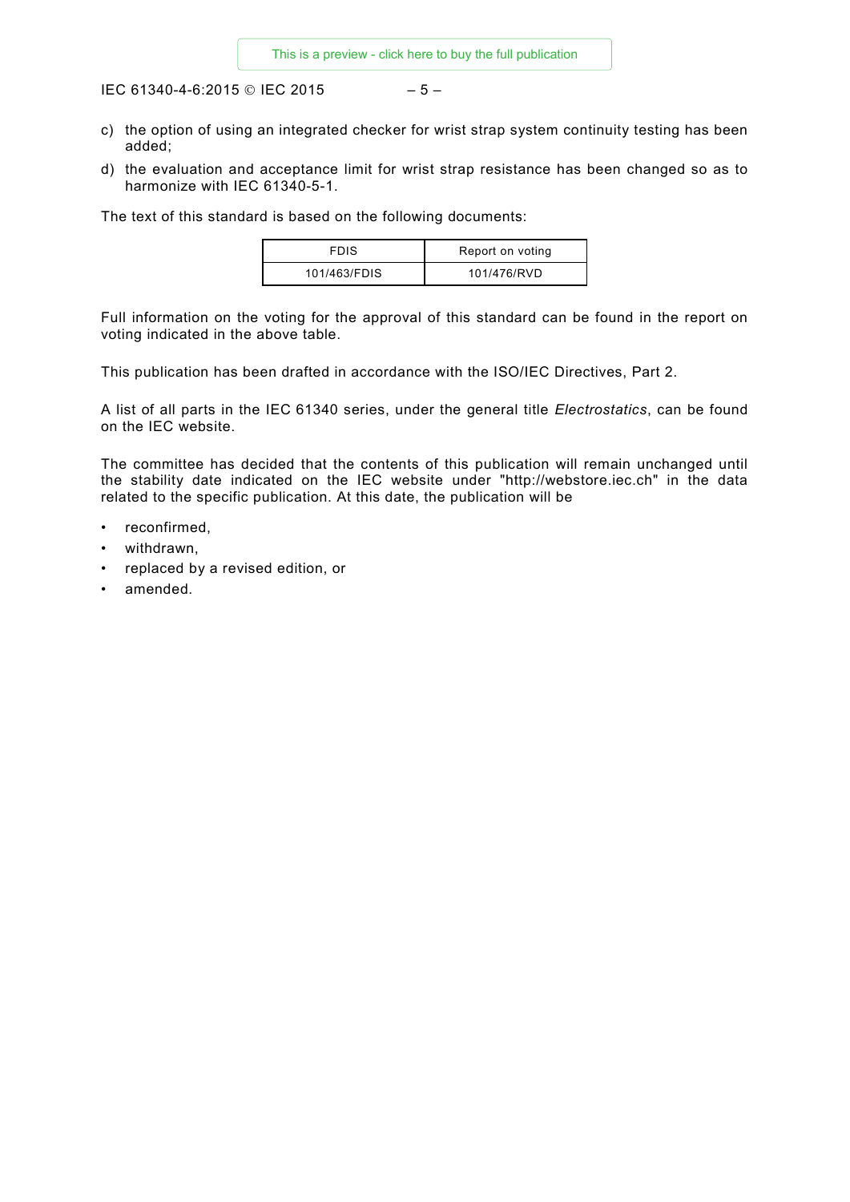c) the option of using an integrated checker for wrist strap system continuity testing has been added;

d) the evaluation and acceptance limit for wrist strap resistance has been changed so as to harmonize with IEC 61340-5-1.

The text of this standard is based on the following documents:

| FDIS | Report on voting |
|---|---|
| 101/463/FDIS | 101/476/RVD |

Full information on the voting for the approval of this standard can be found in the report on voting indicated in the above table.

This publication has been drafted in accordance with the ISO/IEC Directives, Part 2.

A list of all parts in the IEC 61340 series, under the general title *Electrostatics*, can be found on the IEC website.

The committee has decided that the contents of this publication will remain unchanged until the stability date indicated on the IEC website under "http://webstore.iec.ch" in the data related to the specific publication. At this date, the publication will be

- reconfirmed,
- withdrawn,
- replaced by a revised edition, or
- amended.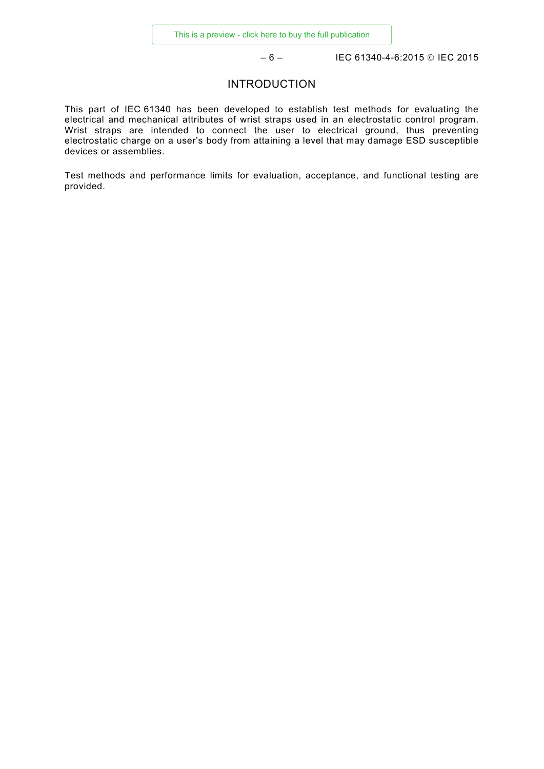# INTRODUCTION

This part of IEC 61340 has been developed to establish test methods for evaluating the electrical and mechanical attributes of wrist straps used in an electrostatic control program. Wrist straps are intended to connect the user to electrical ground, thus preventing electrostatic charge on a user's body from attaining a level that may damage ESD susceptible devices or assemblies.

Test methods and performance limits for evaluation, acceptance, and functional testing are provided.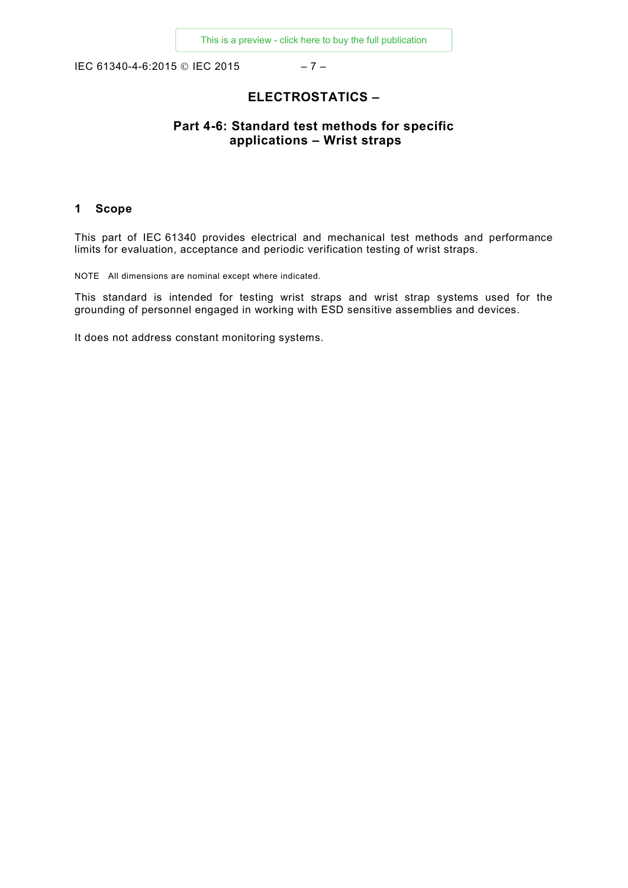# ELECTROSTATICS –

## Part 4-6: Standard test methods for specific applications – Wrist straps

### 1 Scope

This part of IEC 61340 provides electrical and mechanical test methods and performance limits for evaluation, acceptance and periodic verification testing of wrist straps.

NOTE All dimensions are nominal except where indicated.

This standard is intended for testing wrist straps and wrist strap systems used for the grounding of personnel engaged in working with ESD sensitive assemblies and devices.

It does not address constant monitoring systems.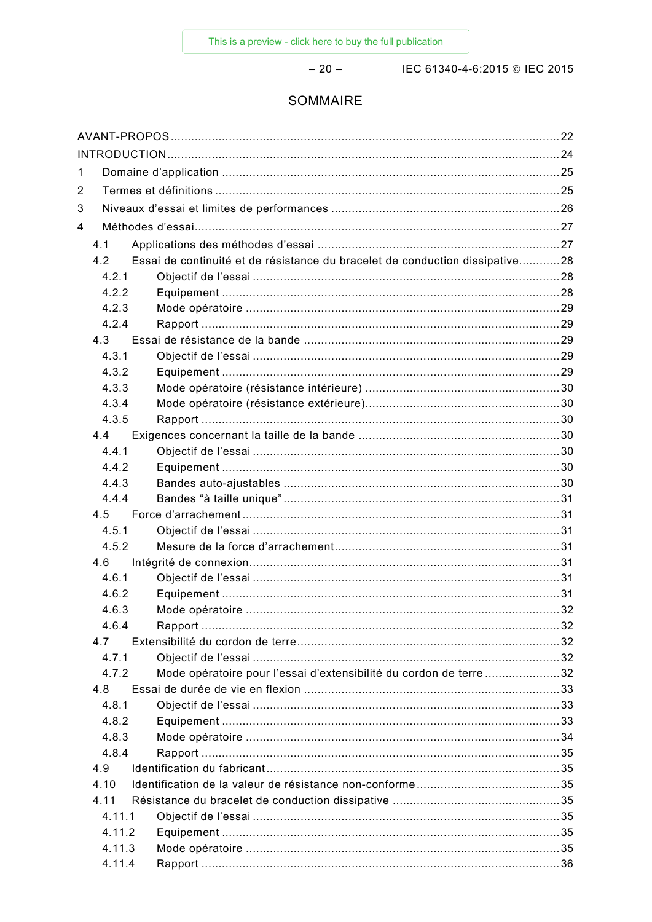# SOMMAIRE

AVANT-PROPOS ..... 22
INTRODUCTION ..... 24
1 Domaine d'application ..... 25
2 Termes et définitions ..... 25
3 Niveaux d'essai et limites de performances ..... 26
4 Méthodes d'essai ..... 27
  4.1 Applications des méthodes d'essai ..... 27
  4.2 Essai de continuité et de résistance du bracelet de conduction dissipative ..... 28
    4.2.1 Objectif de l'essai ..... 28
    4.2.2 Equipement ..... 28
    4.2.3 Mode opératoire ..... 29
    4.2.4 Rapport ..... 29
  4.3 Essai de résistance de la bande ..... 29
    4.3.1 Objectif de l'essai ..... 29
    4.3.2 Equipement ..... 29
    4.3.3 Mode opératoire (résistance intérieure) ..... 30
    4.3.4 Mode opératoire (résistance extérieure) ..... 30
    4.3.5 Rapport ..... 30
  4.4 Exigences concernant la taille de la bande ..... 30
    4.4.1 Objectif de l'essai ..... 30
    4.4.2 Equipement ..... 30
    4.4.3 Bandes auto-ajustables ..... 30
    4.4.4 Bandes "à taille unique" ..... 31
  4.5 Force d'arrachement ..... 31
    4.5.1 Objectif de l'essai ..... 31
    4.5.2 Mesure de la force d'arrachement ..... 31
  4.6 Intégrité de connexion ..... 31
    4.6.1 Objectif de l'essai ..... 31
    4.6.2 Equipement ..... 31
    4.6.3 Mode opératoire ..... 32
    4.6.4 Rapport ..... 32
  4.7 Extensibilité du cordon de terre ..... 32
    4.7.1 Objectif de l'essai ..... 32
    4.7.2 Mode opératoire pour l'essai d'extensibilité du cordon de terre ..... 32
  4.8 Essai de durée de vie en flexion ..... 33
    4.8.1 Objectif de l'essai ..... 33
    4.8.2 Equipement ..... 33
    4.8.3 Mode opératoire ..... 34
    4.8.4 Rapport ..... 35
  4.9 Identification du fabricant ..... 35
  4.10 Identification de la valeur de résistance non-conforme ..... 35
  4.11 Résistance du bracelet de conduction dissipative ..... 35
    4.11.1 Objectif de l'essai ..... 35
    4.11.2 Equipement ..... 35
    4.11.3 Mode opératoire ..... 35
    4.11.4 Rapport ..... 36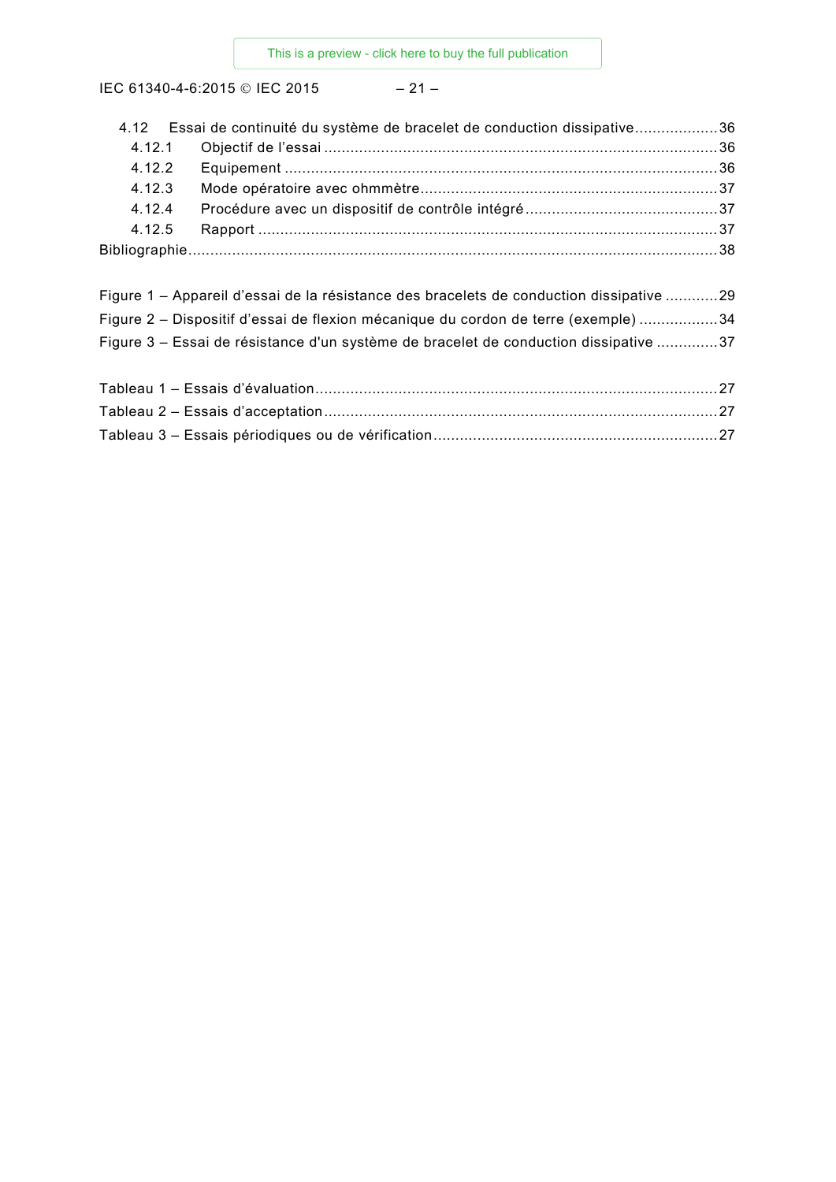4.12 Essai de continuité du système de bracelet de conduction dissipative ................... 36
4.12.1 Objectif de l’essai ......................................................................................... 36
4.12.2 Equipement .................................................................................................. 36
4.12.3 Mode opératoire avec ohmmètre ................................................................... 37
4.12.4 Procédure avec un dispositif de contrôle intégré ............................................ 37
4.12.5 Rapport ........................................................................................................ 37
Bibliographie ........................................................................................................................ 38

Figure 1 – Appareil d’essai de la résistance des bracelets de conduction dissipative ............ 29
Figure 2 – Dispositif d’essai de flexion mécanique du cordon de terre (exemple) .................. 34
Figure 3 – Essai de résistance d'un système de bracelet de conduction dissipative .............. 37

Tableau 1 – Essais d’évaluation ........................................................................................... 27
Tableau 2 – Essais d’acceptation ......................................................................................... 27
Tableau 3 – Essais périodiques ou de vérification ................................................................ 27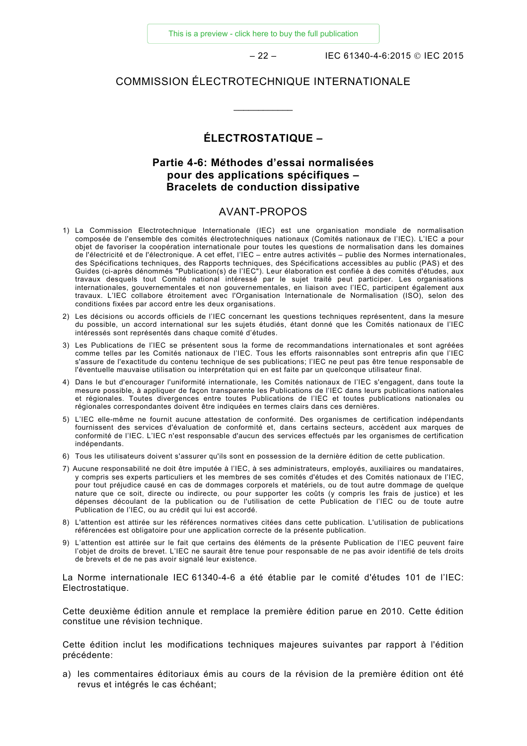COMMISSION ÉLECTROTECHNIQUE INTERNATIONALE

___________

# ÉLECTROSTATIQUE –

## Partie 4-6: Méthodes d'essai normalisées pour des applications spécifiques – Bracelets de conduction dissipative

## AVANT-PROPOS

1) La Commission Electrotechnique Internationale (IEC) est une organisation mondiale de normalisation composée de l'ensemble des comités électrotechniques nationaux (Comités nationaux de l'IEC). L'IEC a pour objet de favoriser la coopération internationale pour toutes les questions de normalisation dans les domaines de l'électricité et de l'électronique. A cet effet, l'IEC – entre autres activités – publie des Normes internationales, des Spécifications techniques, des Rapports techniques, des Spécifications accessibles au public (PAS) et des Guides (ci-après dénommés "Publication(s) de l'IEC"). Leur élaboration est confiée à des comités d'études, aux travaux desquels tout Comité national intéressé par le sujet traité peut participer. Les organisations internationales, gouvernementales et non gouvernementales, en liaison avec l'IEC, participent également aux travaux. L'IEC collabore étroitement avec l'Organisation Internationale de Normalisation (ISO), selon des conditions fixées par accord entre les deux organisations.

2) Les décisions ou accords officiels de l'IEC concernant les questions techniques représentent, dans la mesure du possible, un accord international sur les sujets étudiés, étant donné que les Comités nationaux de l'IEC intéressés sont représentés dans chaque comité d'études.

3) Les Publications de l'IEC se présentent sous la forme de recommandations internationales et sont agréées comme telles par les Comités nationaux de l'IEC. Tous les efforts raisonnables sont entrepris afin que l'IEC s'assure de l'exactitude du contenu technique de ses publications; l'IEC ne peut pas être tenue responsable de l'éventuelle mauvaise utilisation ou interprétation qui en est faite par un quelconque utilisateur final.

4) Dans le but d'encourager l'uniformité internationale, les Comités nationaux de l'IEC s'engagent, dans toute la mesure possible, à appliquer de façon transparente les Publications de l'IEC dans leurs publications nationales et régionales. Toutes divergences entre toutes Publications de l'IEC et toutes publications nationales ou régionales correspondantes doivent être indiquées en termes clairs dans ces dernières.

5) L'IEC elle-même ne fournit aucune attestation de conformité. Des organismes de certification indépendants fournissent des services d'évaluation de conformité et, dans certains secteurs, accèdent aux marques de conformité de l'IEC. L'IEC n'est responsable d'aucun des services effectués par les organismes de certification indépendants.

6) Tous les utilisateurs doivent s'assurer qu'ils sont en possession de la dernière édition de cette publication.

7) Aucune responsabilité ne doit être imputée à l'IEC, à ses administrateurs, employés, auxiliaires ou mandataires, y compris ses experts particuliers et les membres de ses comités d'études et des Comités nationaux de l'IEC, pour tout préjudice causé en cas de dommages corporels et matériels, ou de tout autre dommage de quelque nature que ce soit, directe ou indirecte, ou pour supporter les coûts (y compris les frais de justice) et les dépenses découlant de la publication ou de l'utilisation de cette Publication de l'IEC ou de toute autre Publication de l'IEC, ou au crédit qui lui est accordé.

8) L'attention est attirée sur les références normatives citées dans cette publication. L'utilisation de publications référencées est obligatoire pour une application correcte de la présente publication.

9) L'attention est attirée sur le fait que certains des éléments de la présente Publication de l'IEC peuvent faire l'objet de droits de brevet. L'IEC ne saurait être tenue pour responsable de ne pas avoir identifié de tels droits de brevets et de ne pas avoir signalé leur existence.

La Norme internationale IEC 61340-4-6 a été établie par le comité d'études 101 de l'IEC: Electrostatique.

Cette deuxième édition annule et remplace la première édition parue en 2010. Cette édition constitue une révision technique.

Cette édition inclut les modifications techniques majeures suivantes par rapport à l'édition précédente:

a) les commentaires éditoriaux émis au cours de la révision de la première édition ont été revus et intégrés le cas échéant;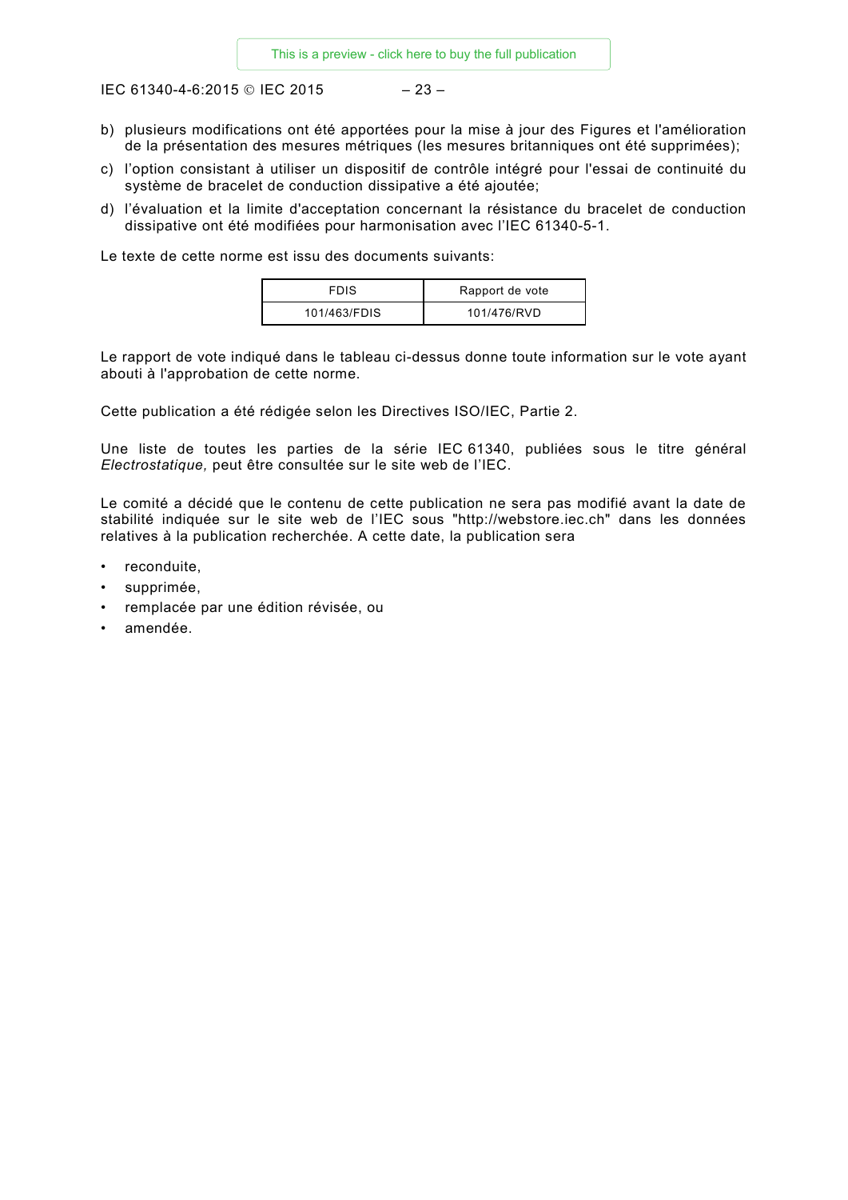b) plusieurs modifications ont été apportées pour la mise à jour des Figures et l'amélioration de la présentation des mesures métriques (les mesures britanniques ont été supprimées);

c) l'option consistant à utiliser un dispositif de contrôle intégré pour l'essai de continuité du système de bracelet de conduction dissipative a été ajoutée;

d) l'évaluation et la limite d'acceptation concernant la résistance du bracelet de conduction dissipative ont été modifiées pour harmonisation avec l'IEC 61340-5-1.

Le texte de cette norme est issu des documents suivants:

| FDIS | Rapport de vote |
| --- | --- |
| 101/463/FDIS | 101/476/RVD |

Le rapport de vote indiqué dans le tableau ci-dessus donne toute information sur le vote ayant abouti à l'approbation de cette norme.

Cette publication a été rédigée selon les Directives ISO/IEC, Partie 2.

Une liste de toutes les parties de la série IEC 61340, publiées sous le titre général *Electrostatique,* peut être consultée sur le site web de l'IEC.

Le comité a décidé que le contenu de cette publication ne sera pas modifié avant la date de stabilité indiquée sur le site web de l'IEC sous "http://webstore.iec.ch" dans les données relatives à la publication recherchée. A cette date, la publication sera

- reconduite,
- supprimée,
- remplacée par une édition révisée, ou
- amendée.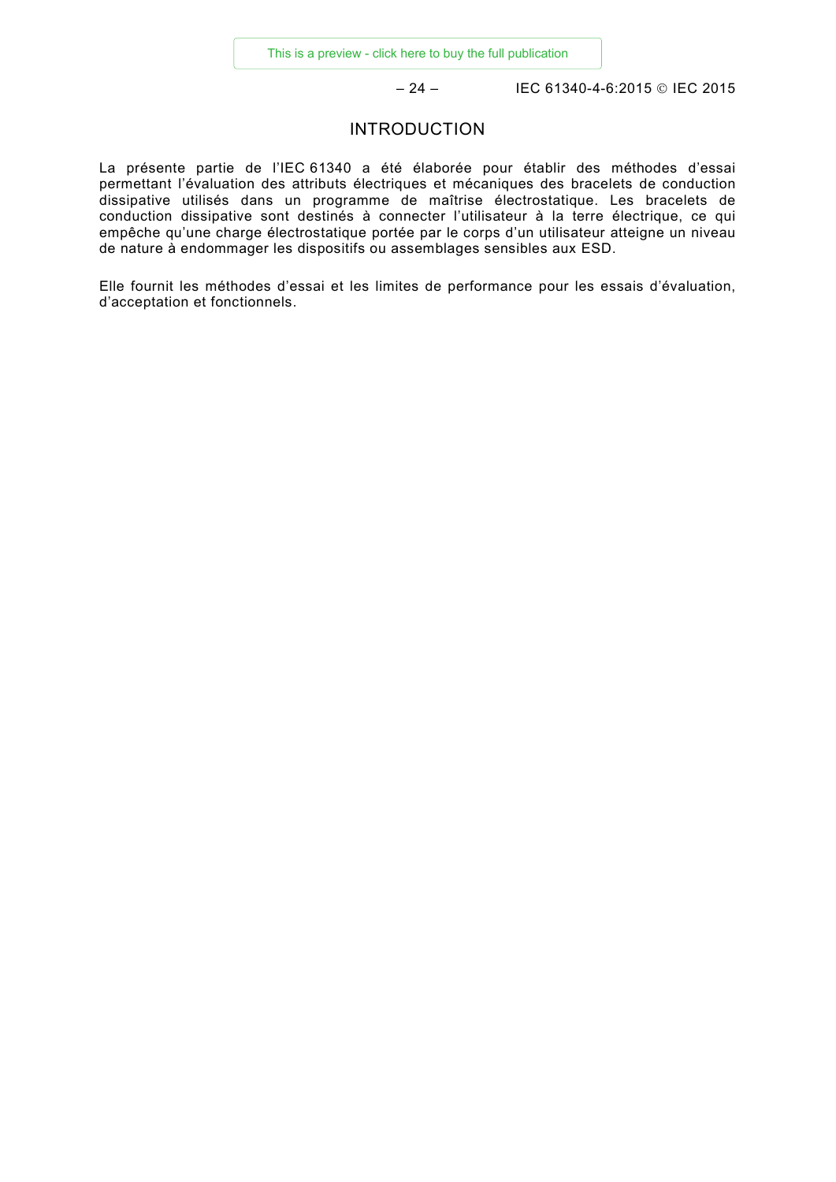# INTRODUCTION

La présente partie de l'IEC 61340 a été élaborée pour établir des méthodes d'essai permettant l'évaluation des attributs électriques et mécaniques des bracelets de conduction dissipative utilisés dans un programme de maîtrise électrostatique. Les bracelets de conduction dissipative sont destinés à connecter l'utilisateur à la terre électrique, ce qui empêche qu'une charge électrostatique portée par le corps d'un utilisateur atteigne un niveau de nature à endommager les dispositifs ou assemblages sensibles aux ESD.

Elle fournit les méthodes d'essai et les limites de performance pour les essais d'évaluation, d'acceptation et fonctionnels.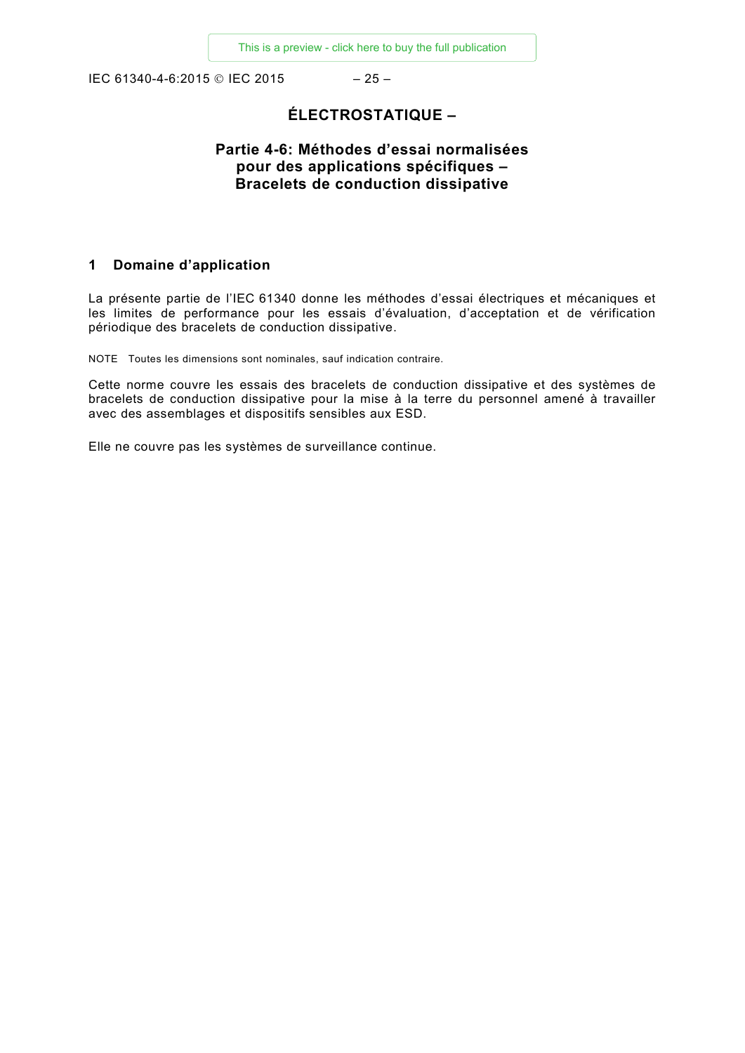# ÉLECTROSTATIQUE –

## Partie 4-6: Méthodes d'essai normalisées pour des applications spécifiques – Bracelets de conduction dissipative

### 1 Domaine d'application

La présente partie de l'IEC 61340 donne les méthodes d'essai électriques et mécaniques et les limites de performance pour les essais d'évaluation, d'acceptation et de vérification périodique des bracelets de conduction dissipative.

NOTE Toutes les dimensions sont nominales, sauf indication contraire.

Cette norme couvre les essais des bracelets de conduction dissipative et des systèmes de bracelets de conduction dissipative pour la mise à la terre du personnel amené à travailler avec des assemblages et dispositifs sensibles aux ESD.

Elle ne couvre pas les systèmes de surveillance continue.